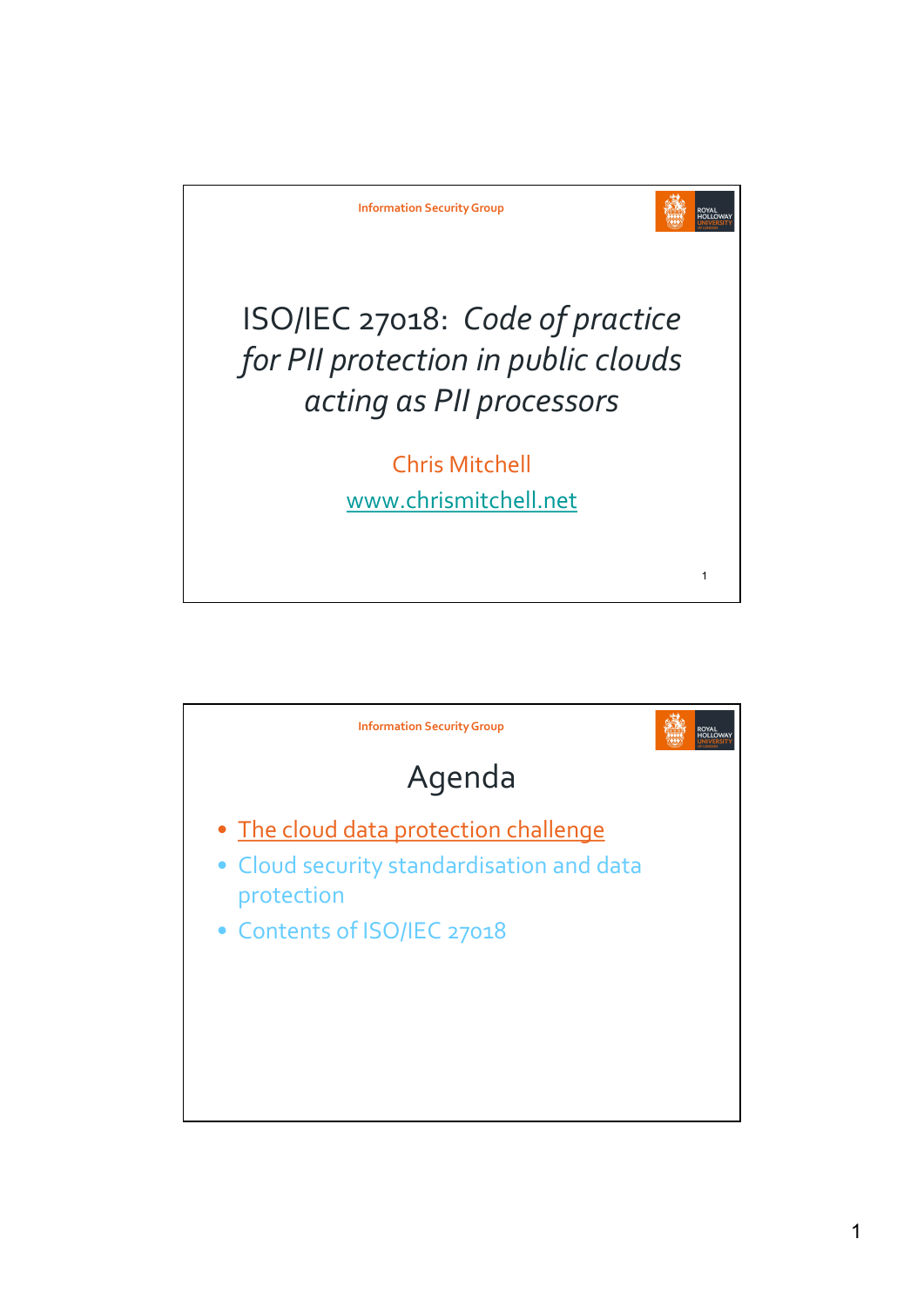Information Security Group

# ISO/IEC 27018: *Code of practice for PII protection in public clouds acting as PII processors*

Chris Mitchell

www.chrismitchell.net

---

Information Security Group

## Agenda

- The cloud data protection challenge
- Cloud security standardisation and data protection
- Contents of ISO/IEC 27018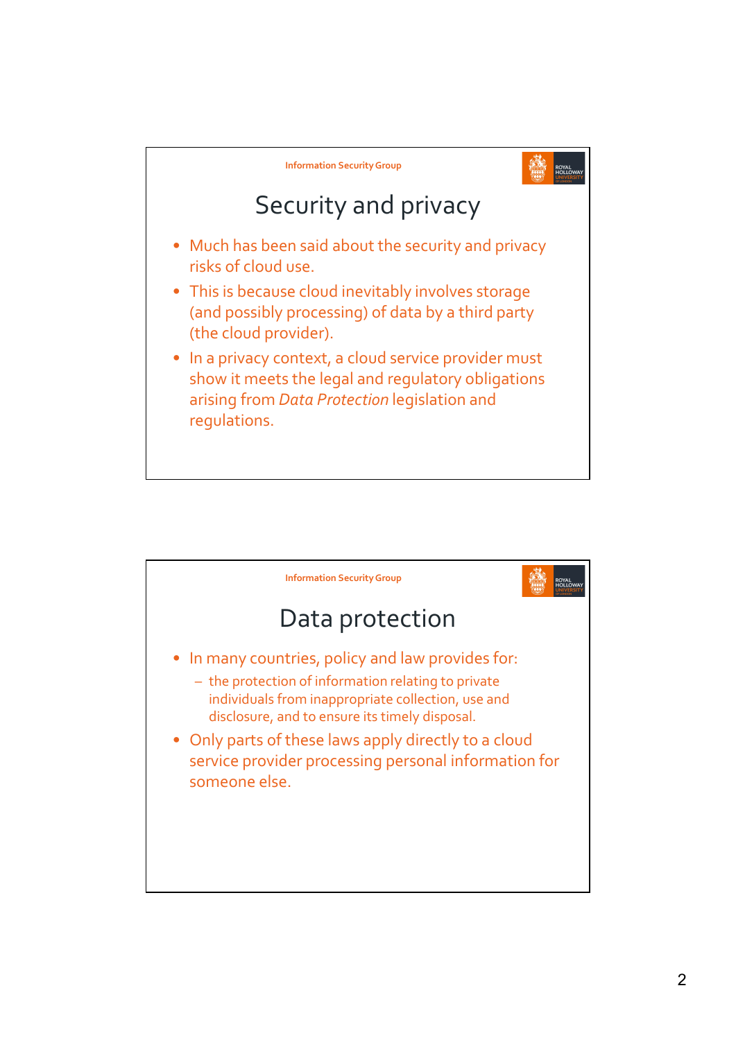## Security and privacy

- Much has been said about the security and privacy risks of cloud use.
- This is because cloud inevitably involves storage (and possibly processing) of data by a third party (the cloud provider).
- In a privacy context, a cloud service provider must show it meets the legal and regulatory obligations arising from *Data Protection* legislation and regulations.

## Data protection

- In many countries, policy and law provides for:
  - the protection of information relating to private individuals from inappropriate collection, use and disclosure, and to ensure its timely disposal.
- Only parts of these laws apply directly to a cloud service provider processing personal information for someone else.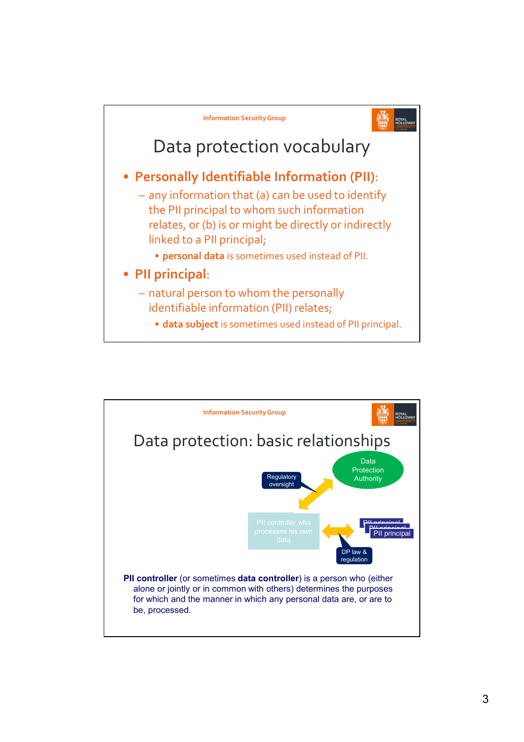## Data protection vocabulary

- **Personally Identifiable Information (PII)**:
  - any information that (a) can be used to identify the PII principal to whom such information relates, or (b) is or might be directly or indirectly linked to a PII principal;
    - **personal data** is sometimes used instead of PII.
- **PII principal**:
  - natural person to whom the personally identifiable information (PII) relates;
    - **data subject** is sometimes used instead of PII principal.

## Data protection: basic relationships

Regulatory oversight

Data Protection Authority

PII controller who processes his own data

PII principal

PII principal

PII principal

DP law & regulation

**PII controller** (or sometimes **data controller**) is a person who (either alone or jointly or in common with others) determines the purposes for which and the manner in which any personal data are, or are to be, processed.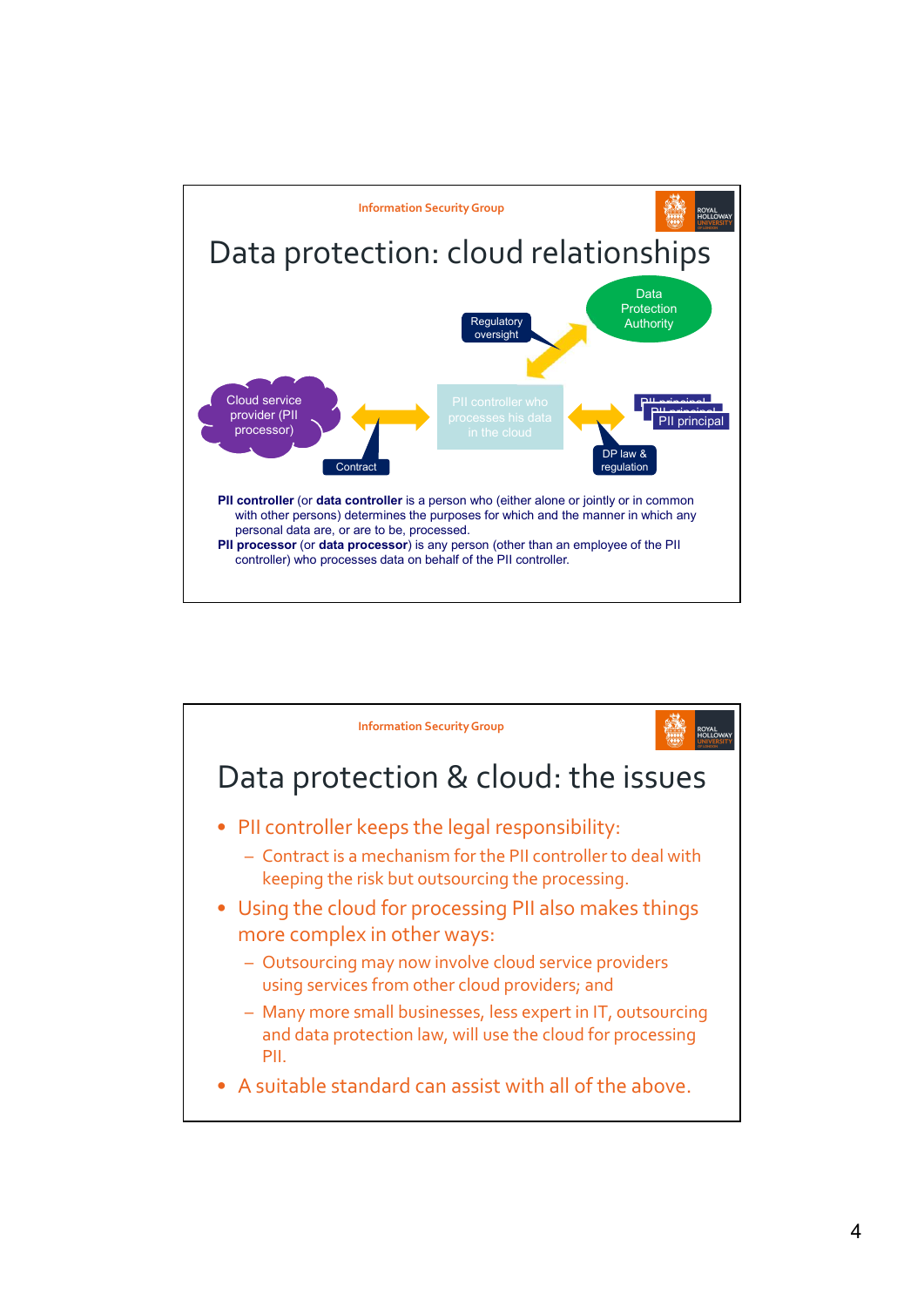Information Security Group

# Data protection: cloud relationships

Regulatory oversight

Data Protection Authority

Cloud service provider (PII processor)

Contract

PII controller who processes his data in the cloud

PII principal

DP law & regulation

**PII controller** (or **data controller** is a person who (either alone or jointly or in common with other persons) determines the purposes for which and the manner in which any personal data are, or are to be, processed.

**PII processor** (or **data processor**) is any person (other than an employee of the PII controller) who processes data on behalf of the PII controller.

---

Information Security Group

# Data protection & cloud: the issues

- PII controller keeps the legal responsibility:
  - Contract is a mechanism for the PII controller to deal with keeping the risk but outsourcing the processing.
- Using the cloud for processing PII also makes things more complex in other ways:
  - Outsourcing may now involve cloud service providers using services from other cloud providers; and
  - Many more small businesses, less expert in IT, outsourcing and data protection law, will use the cloud for processing PII.
- A suitable standard can assist with all of the above.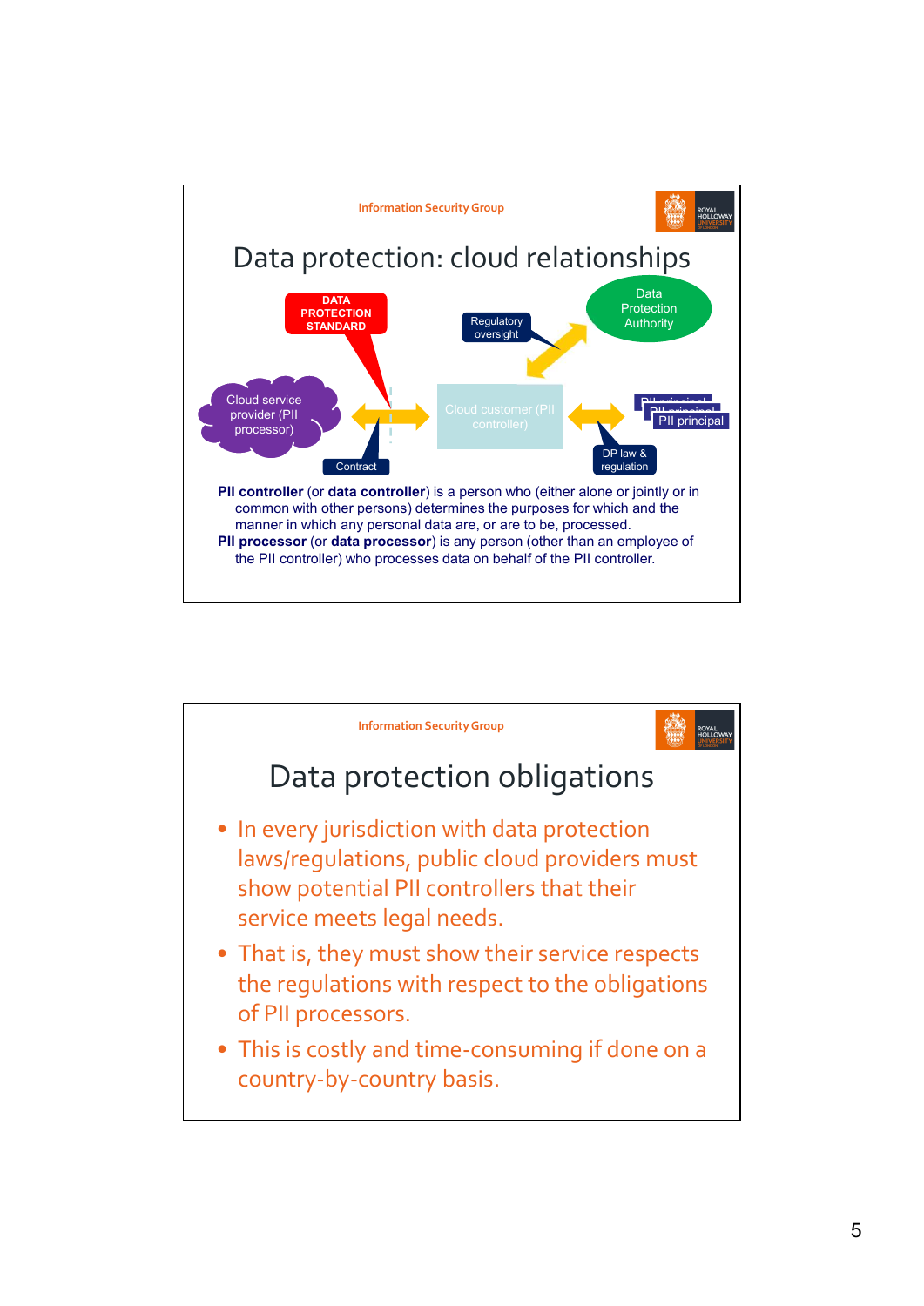## Data protection: cloud relationships

DATA PROTECTION STANDARD

Regulatory oversight

Data Protection Authority

Cloud service provider (PII processor)

Cloud customer (PII controller)

PII principal

Contract

DP law & regulation

**PII controller** (or **data controller**) is a person who (either alone or jointly or in common with other persons) determines the purposes for which and the manner in which any personal data are, or are to be, processed.

**PII processor** (or **data processor**) is any person (other than an employee of the PII controller) who processes data on behalf of the PII controller.

## Data protection obligations

- In every jurisdiction with data protection laws/regulations, public cloud providers must show potential PII controllers that their service meets legal needs.
- That is, they must show their service respects the regulations with respect to the obligations of PII processors.
- This is costly and time-consuming if done on a country-by-country basis.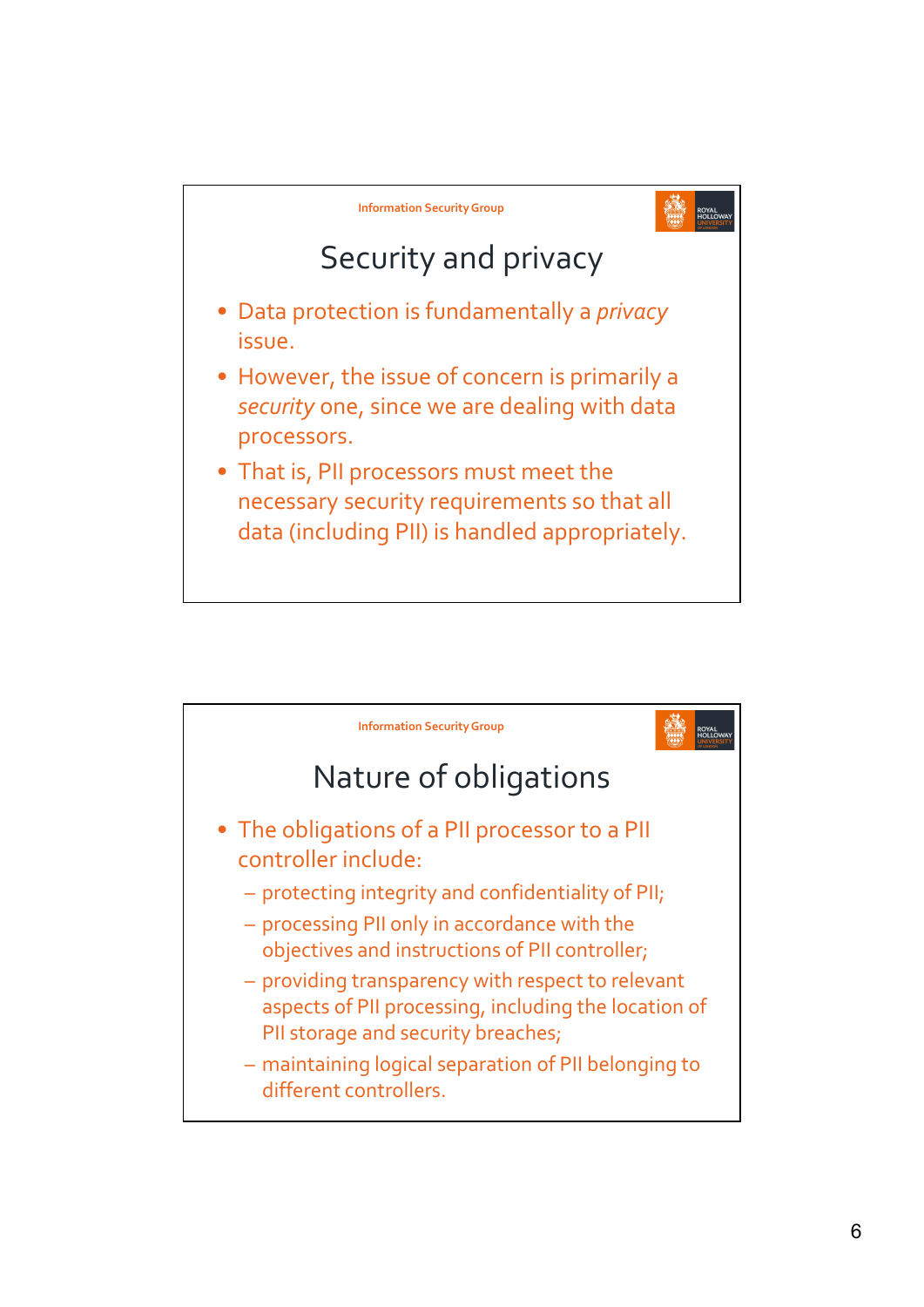## Security and privacy

- Data protection is fundamentally a *privacy* issue.
- However, the issue of concern is primarily a *security* one, since we are dealing with data processors.
- That is, PII processors must meet the necessary security requirements so that all data (including PII) is handled appropriately.

## Nature of obligations

- The obligations of a PII processor to a PII controller include:
  - protecting integrity and confidentiality of PII;
  - processing PII only in accordance with the objectives and instructions of PII controller;
  - providing transparency with respect to relevant aspects of PII processing, including the location of PII storage and security breaches;
  - maintaining logical separation of PII belonging to different controllers.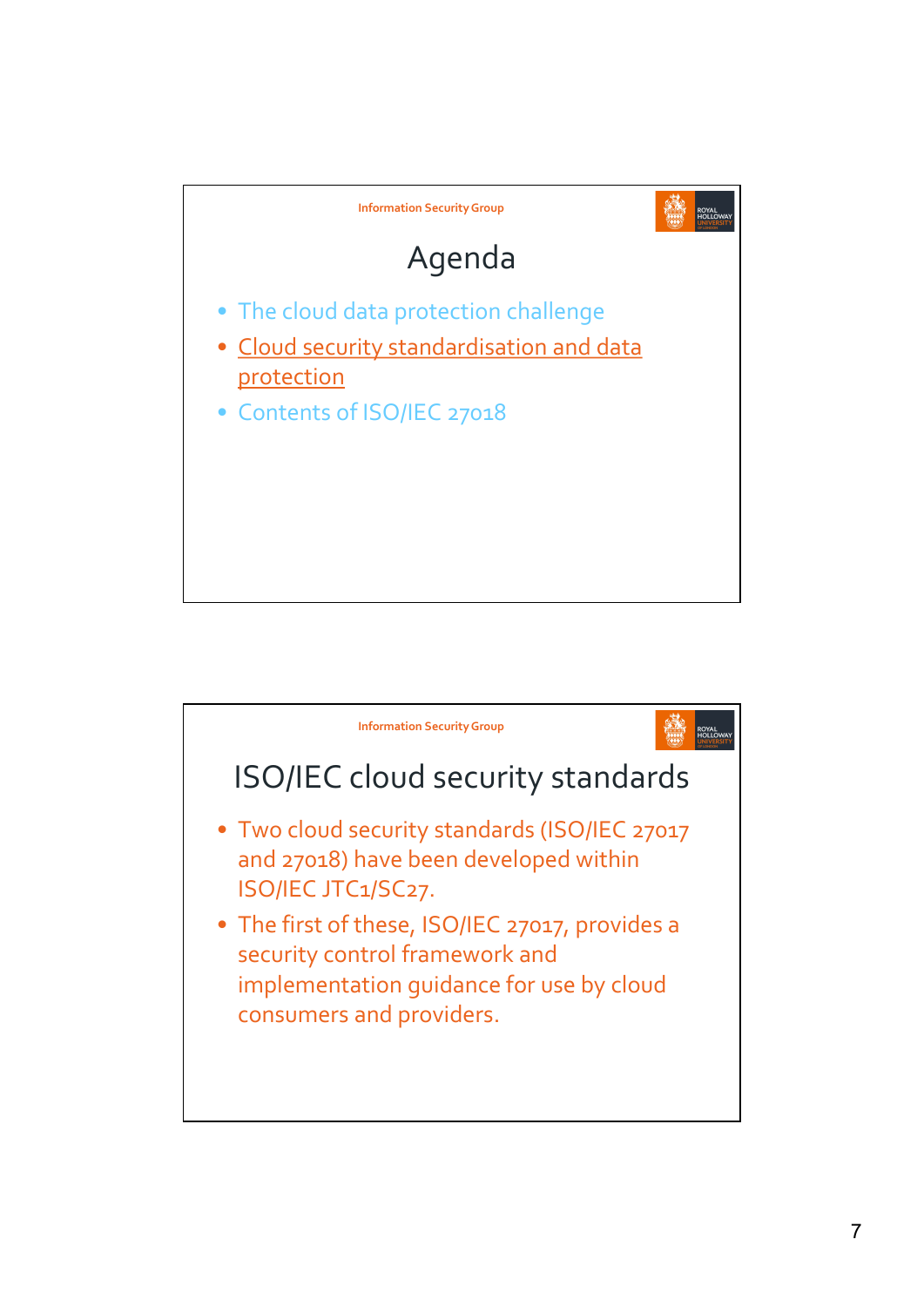## Agenda

- The cloud data protection challenge
- Cloud security standardisation and data protection
- Contents of ISO/IEC 27018

## ISO/IEC cloud security standards

- Two cloud security standards (ISO/IEC 27017 and 27018) have been developed within ISO/IEC JTC1/SC27.
- The first of these, ISO/IEC 27017, provides a security control framework and implementation guidance for use by cloud consumers and providers.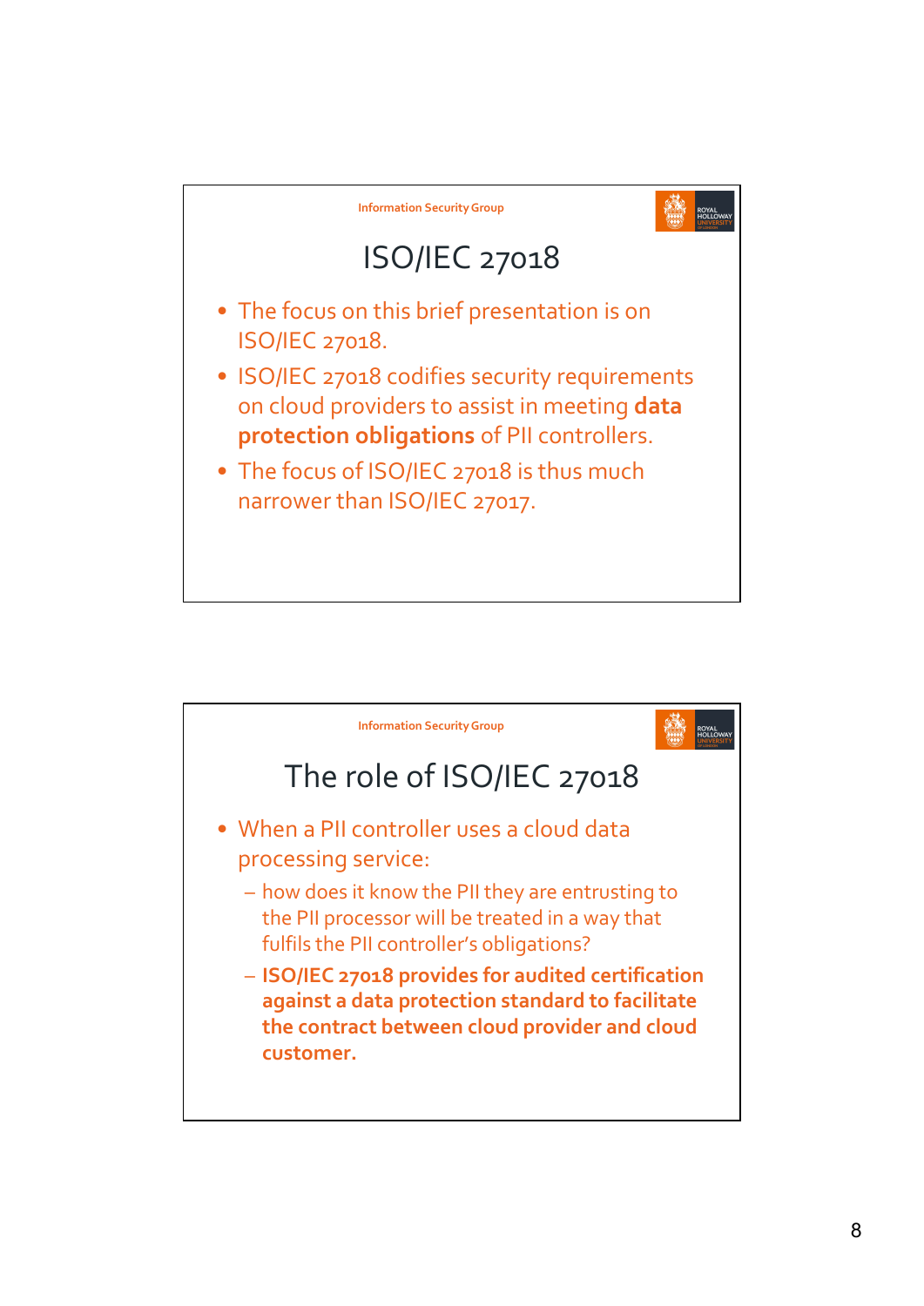## ISO/IEC 27018

- The focus on this brief presentation is on ISO/IEC 27018.
- ISO/IEC 27018 codifies security requirements on cloud providers to assist in meeting **data protection obligations** of PII controllers.
- The focus of ISO/IEC 27018 is thus much narrower than ISO/IEC 27017.

## The role of ISO/IEC 27018

- When a PII controller uses a cloud data processing service:
  - how does it know the PII they are entrusting to the PII processor will be treated in a way that fulfils the PII controller's obligations?
  - **ISO/IEC 27018 provides for audited certification against a data protection standard to facilitate the contract between cloud provider and cloud customer.**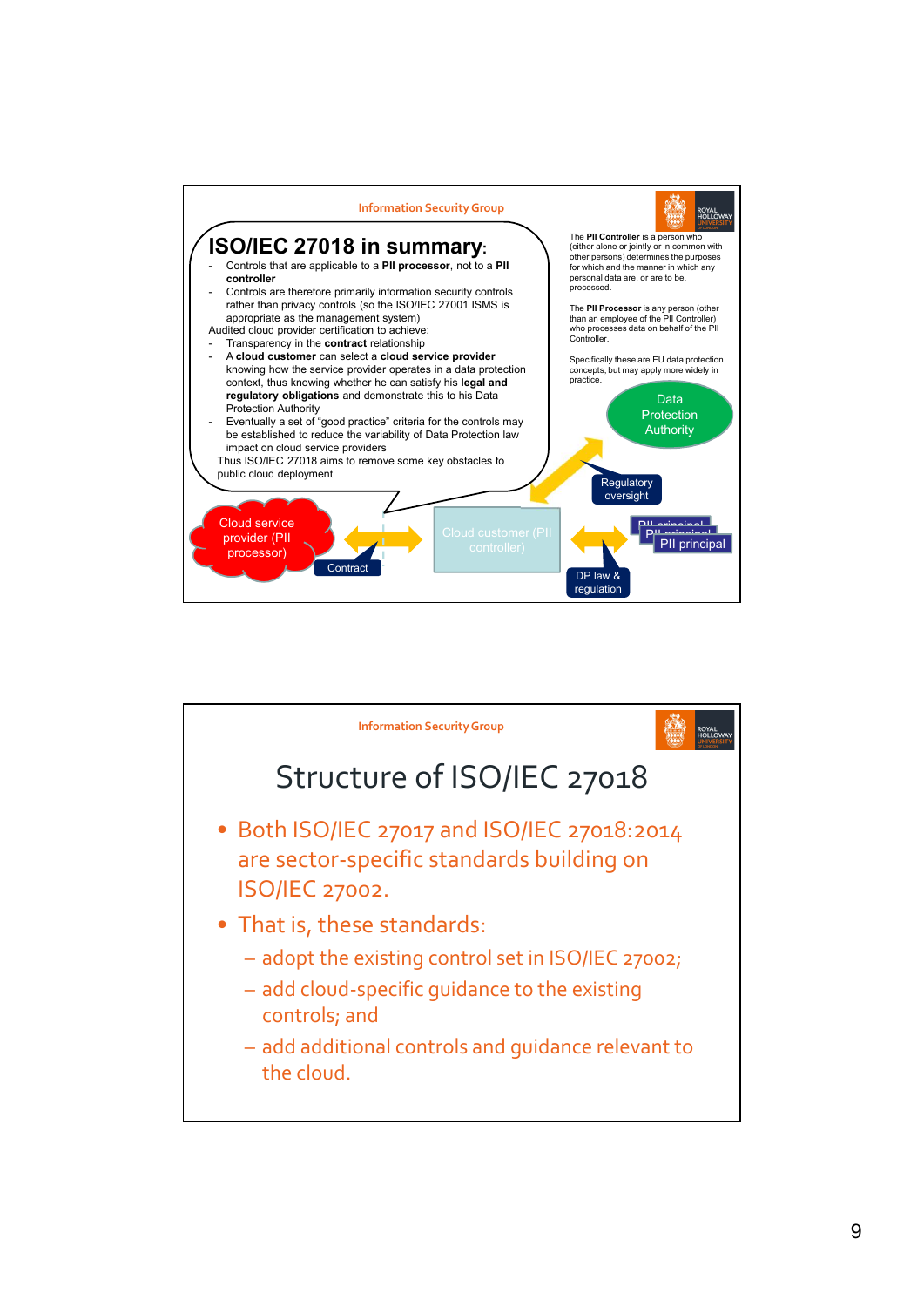Information Security Group

## ISO/IEC 27018 in summary:

- Controls that are applicable to a **PII processor**, not to a **PII controller**
- Controls are therefore primarily information security controls rather than privacy controls (so the ISO/IEC 27001 ISMS is appropriate as the management system)

Audited cloud provider certification to achieve:

- Transparency in the **contract** relationship
- A **cloud customer** can select a **cloud service provider** knowing how the service provider operates in a data protection context, thus knowing whether he can satisfy his **legal and regulatory obligations** and demonstrate this to his Data Protection Authority
- Eventually a set of "good practice" criteria for the controls may be established to reduce the variability of Data Protection law impact on cloud service providers

Thus ISO/IEC 27018 aims to remove some key obstacles to public cloud deployment

The **PII Controller** is a person who (either alone or jointly or in common with other persons) determines the purposes for which and the manner in which any personal data are, or are to be, processed.

The **PII Processor** is any person (other than an employee of the PII Controller) who processes data on behalf of the PII Controller.

Specifically these are EU data protection concepts, but may apply more widely in practice.

Data Protection Authority

Regulatory oversight

Cloud service provider (PII processor)

Contract

Cloud customer (PII controller)

PII principal

PII principal

PII principal

DP law & regulation

---

Information Security Group

# Structure of ISO/IEC 27018

- Both ISO/IEC 27017 and ISO/IEC 27018:2014 are sector-specific standards building on ISO/IEC 27002.
- That is, these standards:
  - adopt the existing control set in ISO/IEC 27002;
  - add cloud-specific guidance to the existing controls; and
  - add additional controls and guidance relevant to the cloud.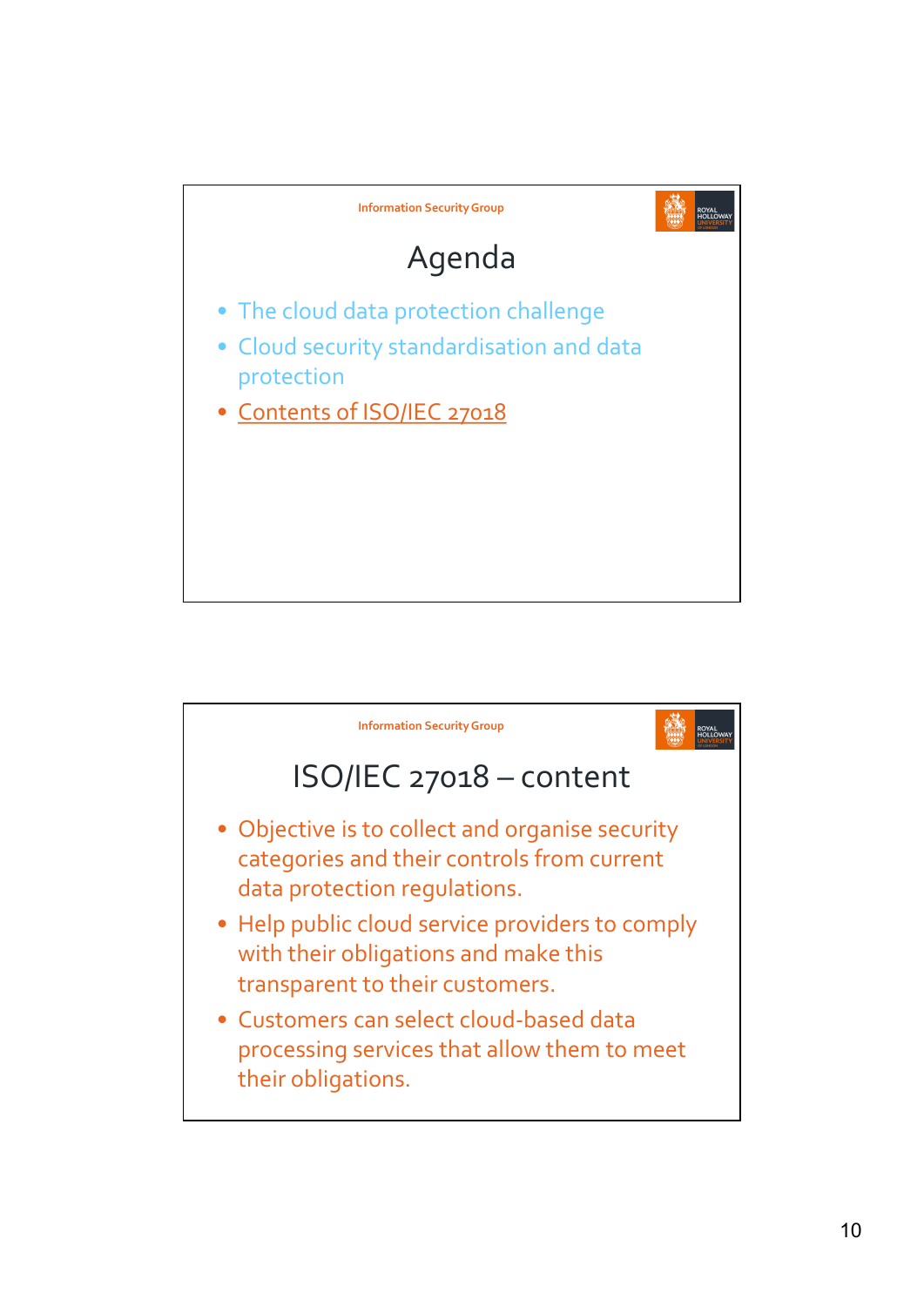## Agenda

- The cloud data protection challenge
- Cloud security standardisation and data protection
- Contents of ISO/IEC 27018

## ISO/IEC 27018 – content

- Objective is to collect and organise security categories and their controls from current data protection regulations.
- Help public cloud service providers to comply with their obligations and make this transparent to their customers.
- Customers can select cloud-based data processing services that allow them to meet their obligations.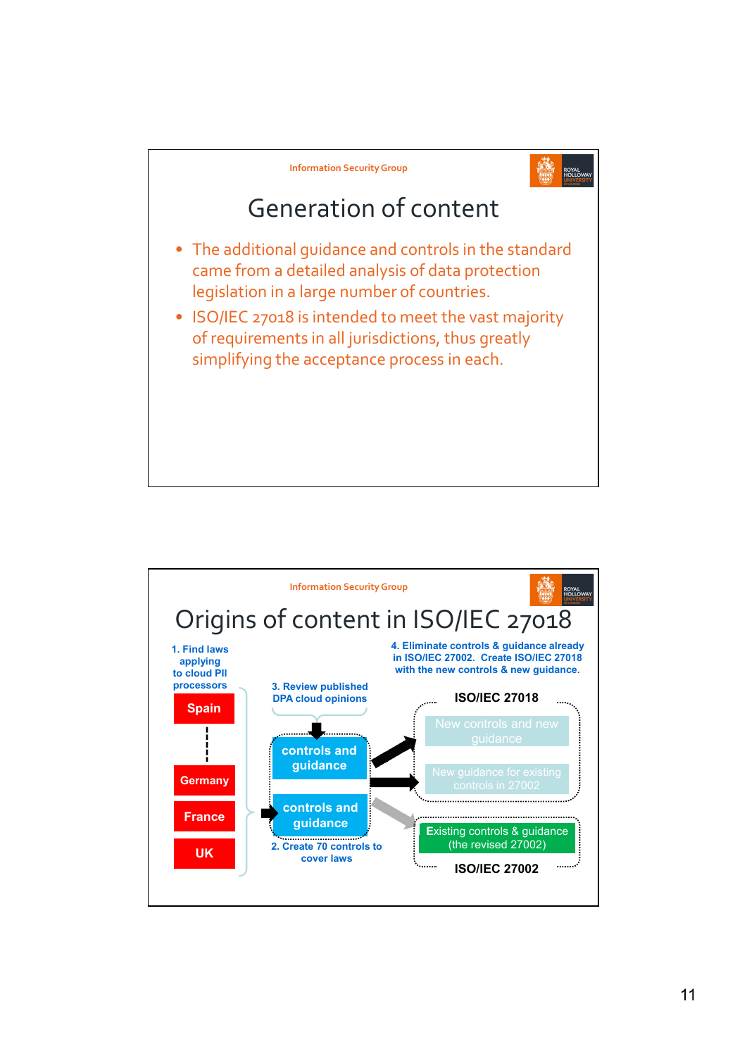## Generation of content

- The additional guidance and controls in the standard came from a detailed analysis of data protection legislation in a large number of countries.
- ISO/IEC 27018 is intended to meet the vast majority of requirements in all jurisdictions, thus greatly simplifying the acceptance process in each.

## Origins of content in ISO/IEC 27018

1. Find laws applying to cloud PII processors
   - Spain
   - Germany
   - France
   - UK
2. Create 70 controls to cover laws (controls and guidance)
3. Review published DPA cloud opinions (controls and guidance)
4. Eliminate controls & guidance already in ISO/IEC 27002. Create ISO/IEC 27018 with the new controls & new guidance.

**ISO/IEC 27018**
- New controls and new guidance
- New guidance for existing controls in 27002

**ISO/IEC 27002**
- Existing controls & guidance (the revised 27002)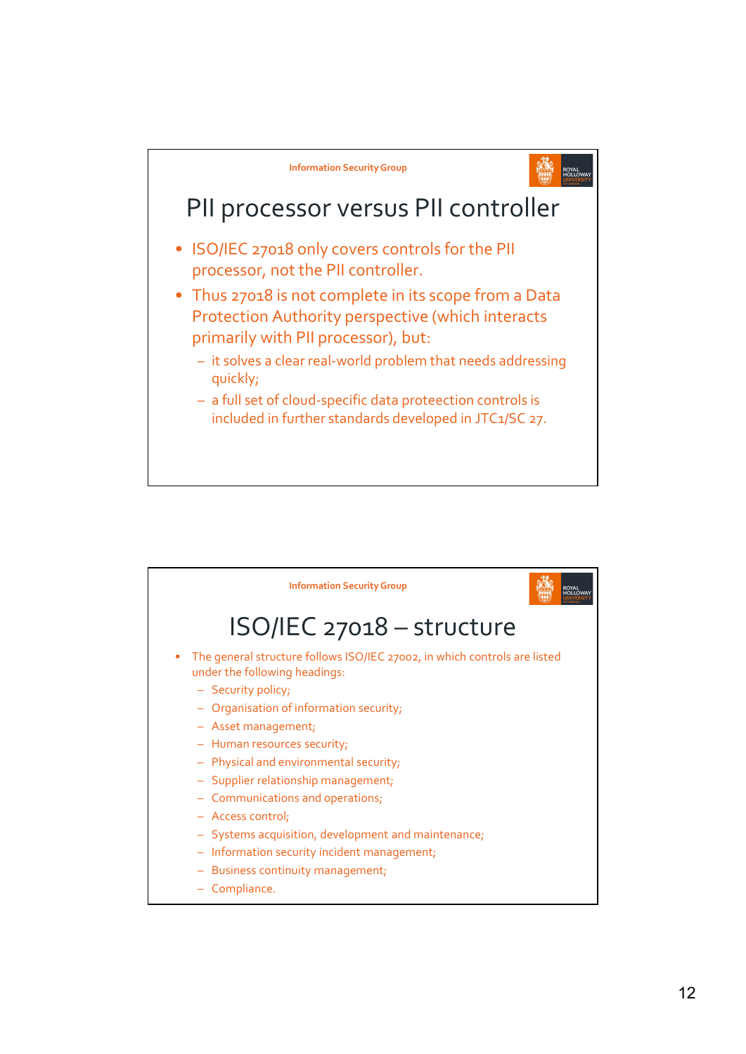# PII processor versus PII controller

- ISO/IEC 27018 only covers controls for the PII processor, not the PII controller.
- Thus 27018 is not complete in its scope from a Data Protection Authority perspective (which interacts primarily with PII processor), but:
  - it solves a clear real-world problem that needs addressing quickly;
  - a full set of cloud-specific data proteection controls is included in further standards developed in JTC1/SC 27.

# ISO/IEC 27018 – structure

- The general structure follows ISO/IEC 27002, in which controls are listed under the following headings:
  - Security policy;
  - Organisation of information security;
  - Asset management;
  - Human resources security;
  - Physical and environmental security;
  - Supplier relationship management;
  - Communications and operations;
  - Access control;
  - Systems acquisition, development and maintenance;
  - Information security incident management;
  - Business continuity management;
  - Compliance.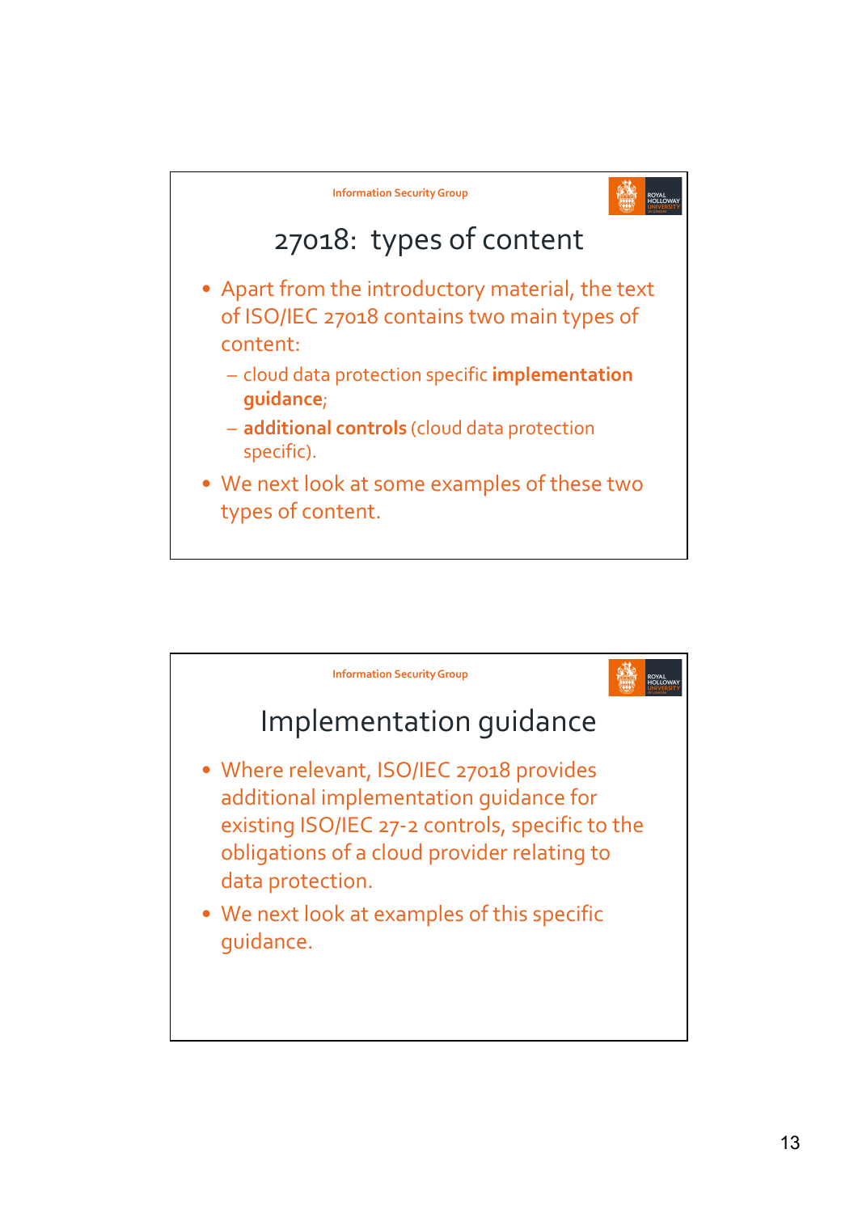## 27018: types of content

- Apart from the introductory material, the text of ISO/IEC 27018 contains two main types of content:
  - cloud data protection specific **implementation guidance**;
  - **additional controls** (cloud data protection specific).
- We next look at some examples of these two types of content.

## Implementation guidance

- Where relevant, ISO/IEC 27018 provides additional implementation guidance for existing ISO/IEC 27-2 controls, specific to the obligations of a cloud provider relating to data protection.
- We next look at examples of this specific guidance.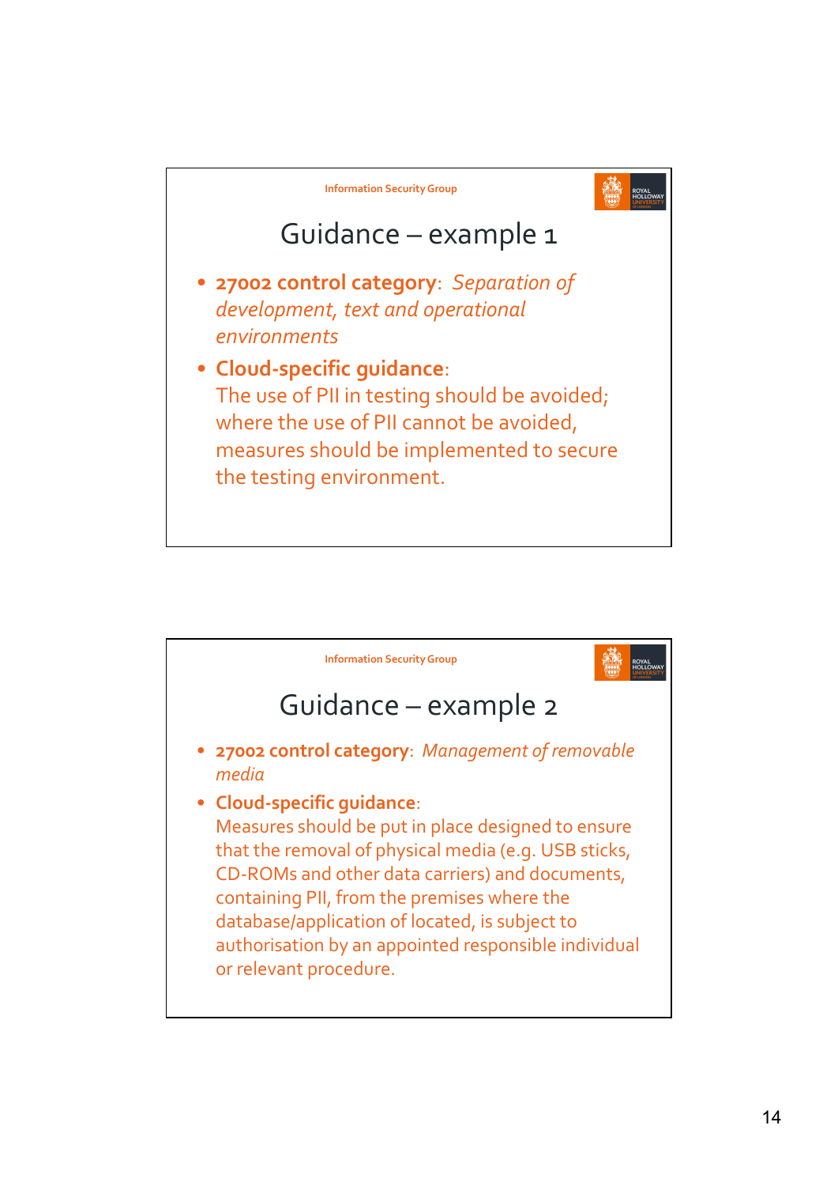## Guidance – example 1

- **27002 control category**: *Separation of development, text and operational environments*
- **Cloud-specific guidance**:
  The use of PII in testing should be avoided; where the use of PII cannot be avoided, measures should be implemented to secure the testing environment.

## Guidance – example 2

- **27002 control category**: *Management of removable media*
- **Cloud-specific guidance**:
  Measures should be put in place designed to ensure that the removal of physical media (e.g. USB sticks, CD-ROMs and other data carriers) and documents, containing PII, from the premises where the database/application of located, is subject to authorisation by an appointed responsible individual or relevant procedure.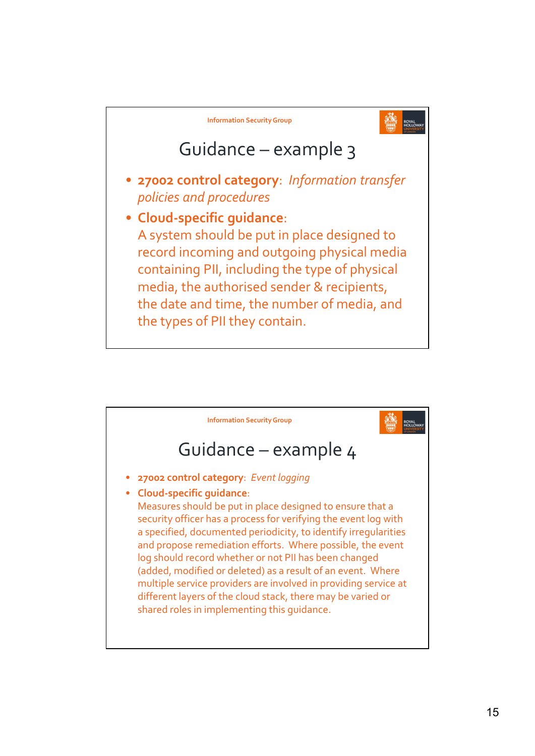## Guidance – example 3

- **27002 control category**: *Information transfer policies and procedures*
- **Cloud-specific guidance**:
  A system should be put in place designed to record incoming and outgoing physical media containing PII, including the type of physical media, the authorised sender & recipients, the date and time, the number of media, and the types of PII they contain.

## Guidance – example 4

- **27002 control category**: *Event logging*
- **Cloud-specific guidance**:
  Measures should be put in place designed to ensure that a security officer has a process for verifying the event log with a specified, documented periodicity, to identify irregularities and propose remediation efforts. Where possible, the event log should record whether or not PII has been changed (added, modified or deleted) as a result of an event. Where multiple service providers are involved in providing service at different layers of the cloud stack, there may be varied or shared roles in implementing this guidance.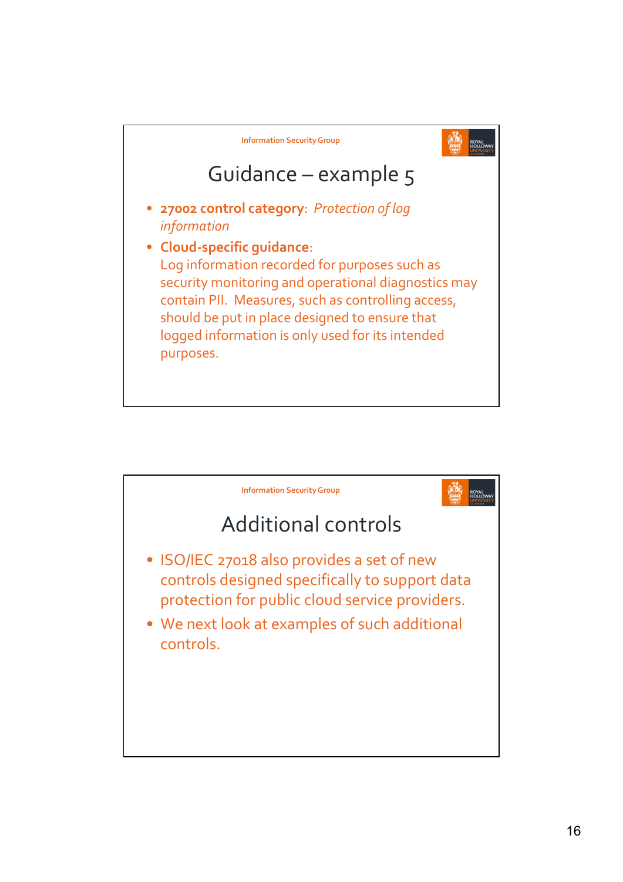## Guidance – example 5

- **27002 control category**: *Protection of log information*
- **Cloud-specific guidance**: Log information recorded for purposes such as security monitoring and operational diagnostics may contain PII. Measures, such as controlling access, should be put in place designed to ensure that logged information is only used for its intended purposes.

## Additional controls

- ISO/IEC 27018 also provides a set of new controls designed specifically to support data protection for public cloud service providers.
- We next look at examples of such additional controls.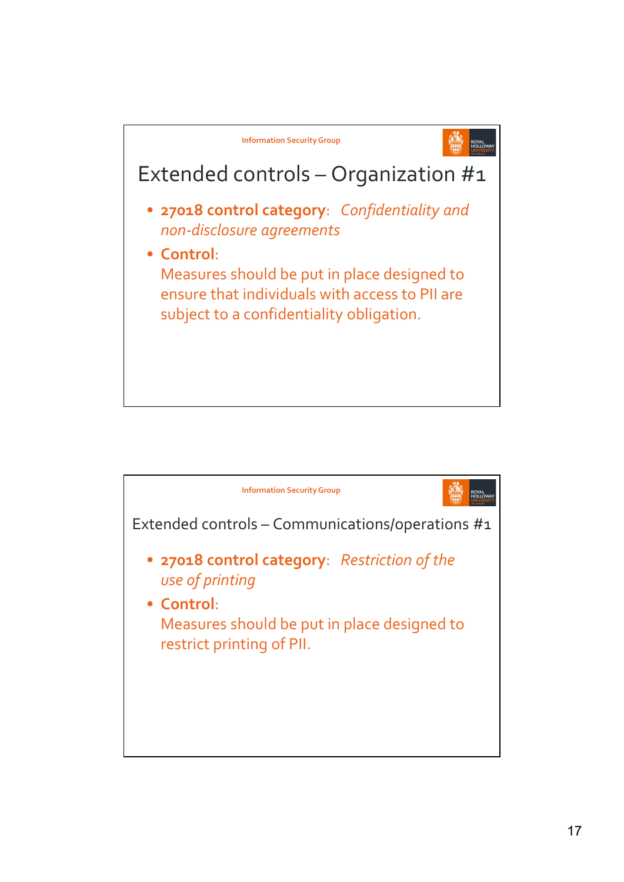## Extended controls – Organization #1

- **27018 control category**: *Confidentiality and non-disclosure agreements*
- **Control**:
  Measures should be put in place designed to ensure that individuals with access to PII are subject to a confidentiality obligation.

## Extended controls – Communications/operations #1

- **27018 control category**: *Restriction of the use of printing*
- **Control**:
  Measures should be put in place designed to restrict printing of PII.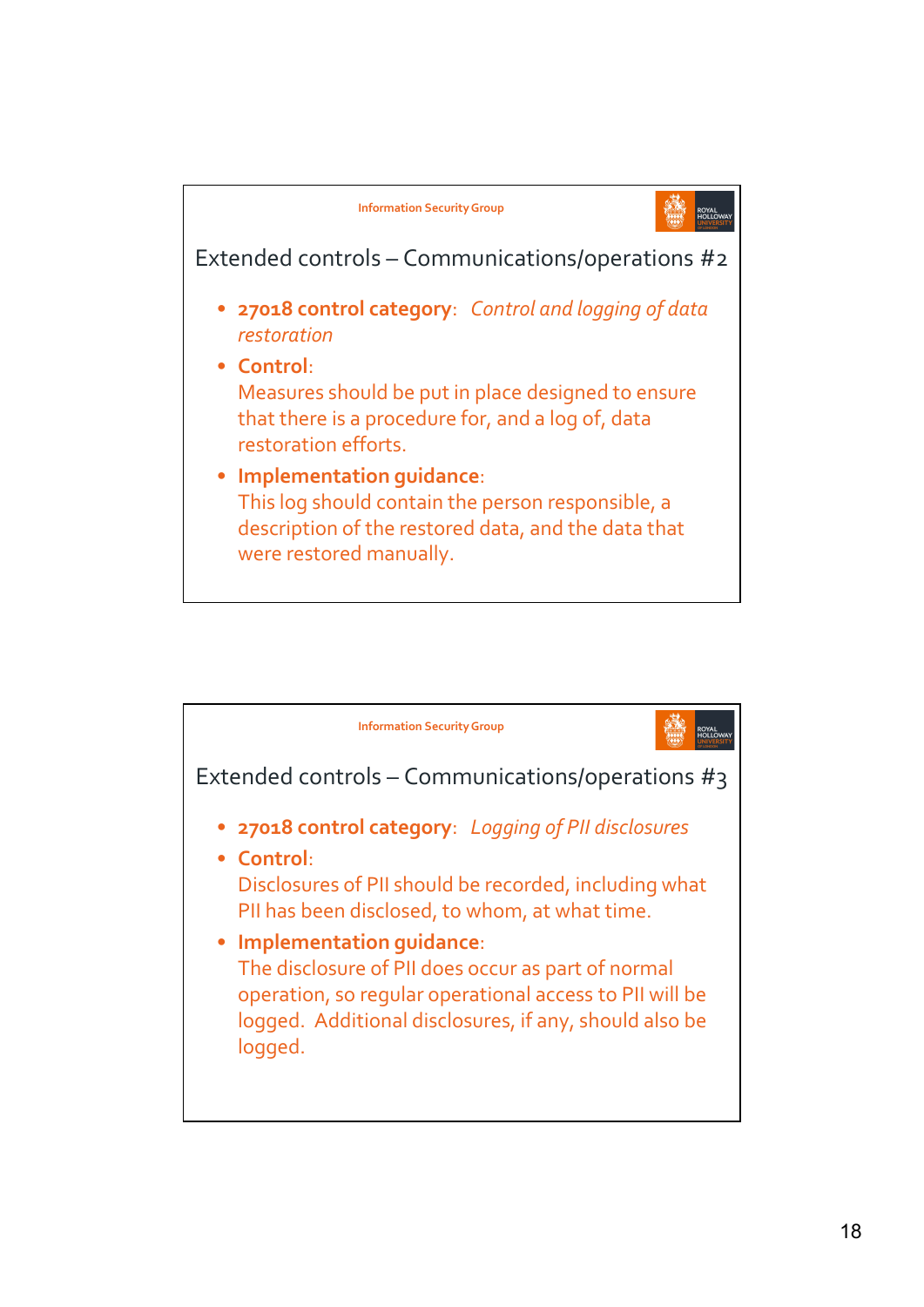## Extended controls – Communications/operations #2

- **27018 control category**: *Control and logging of data restoration*
- **Control**:
  Measures should be put in place designed to ensure that there is a procedure for, and a log of, data restoration efforts.
- **Implementation guidance**:
  This log should contain the person responsible, a description of the restored data, and the data that were restored manually.

## Extended controls – Communications/operations #3

- **27018 control category**: *Logging of PII disclosures*
- **Control**:
  Disclosures of PII should be recorded, including what PII has been disclosed, to whom, at what time.
- **Implementation guidance**:
  The disclosure of PII does occur as part of normal operation, so regular operational access to PII will be logged. Additional disclosures, if any, should also be logged.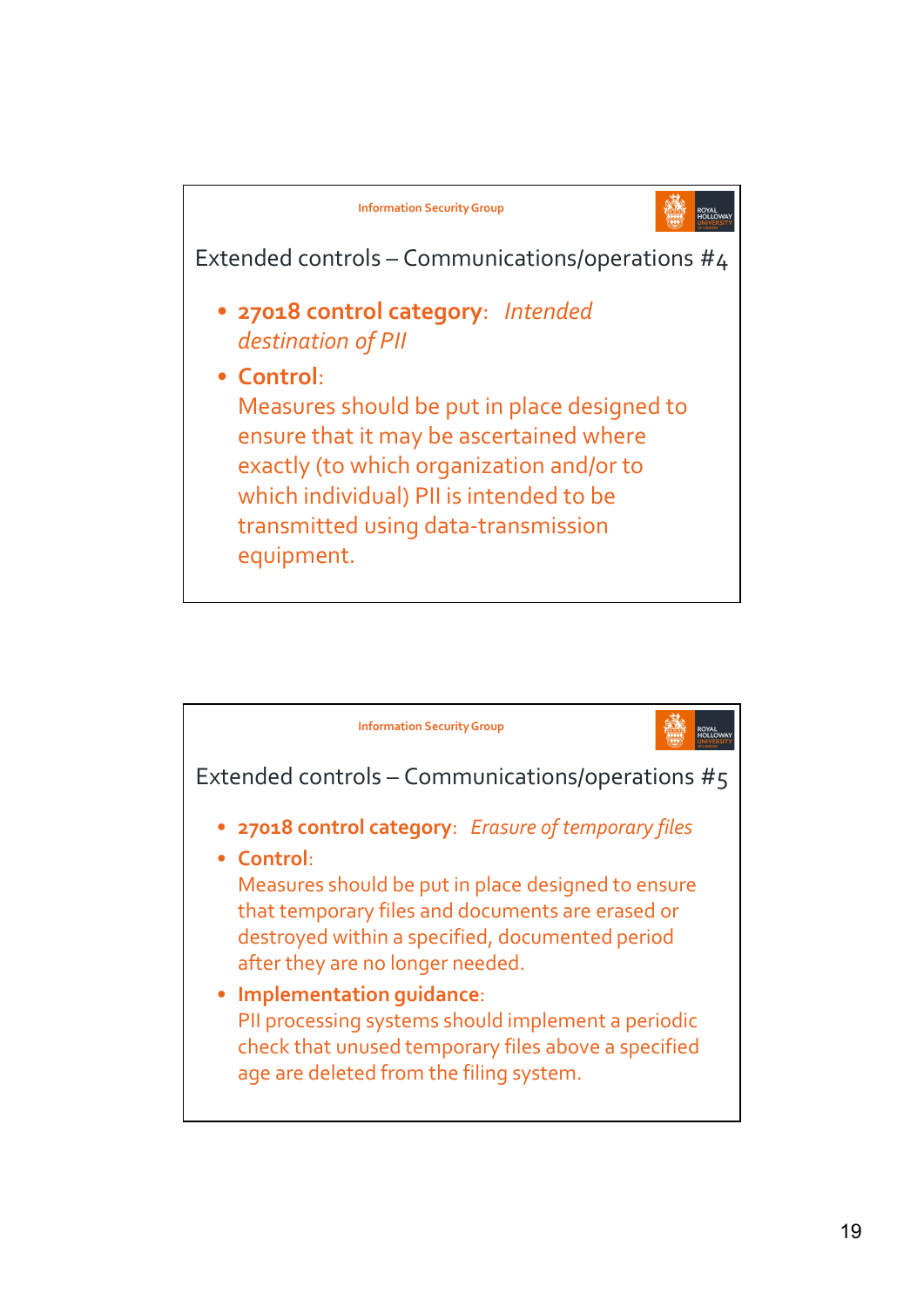## Extended controls – Communications/operations #4

- **27018 control category**: *Intended destination of PII*
- **Control**:
  Measures should be put in place designed to ensure that it may be ascertained where exactly (to which organization and/or to which individual) PII is intended to be transmitted using data-transmission equipment.

## Extended controls – Communications/operations #5

- **27018 control category**: *Erasure of temporary files*
- **Control**:
  Measures should be put in place designed to ensure that temporary files and documents are erased or destroyed within a specified, documented period after they are no longer needed.
- **Implementation guidance**:
  PII processing systems should implement a periodic check that unused temporary files above a specified age are deleted from the filing system.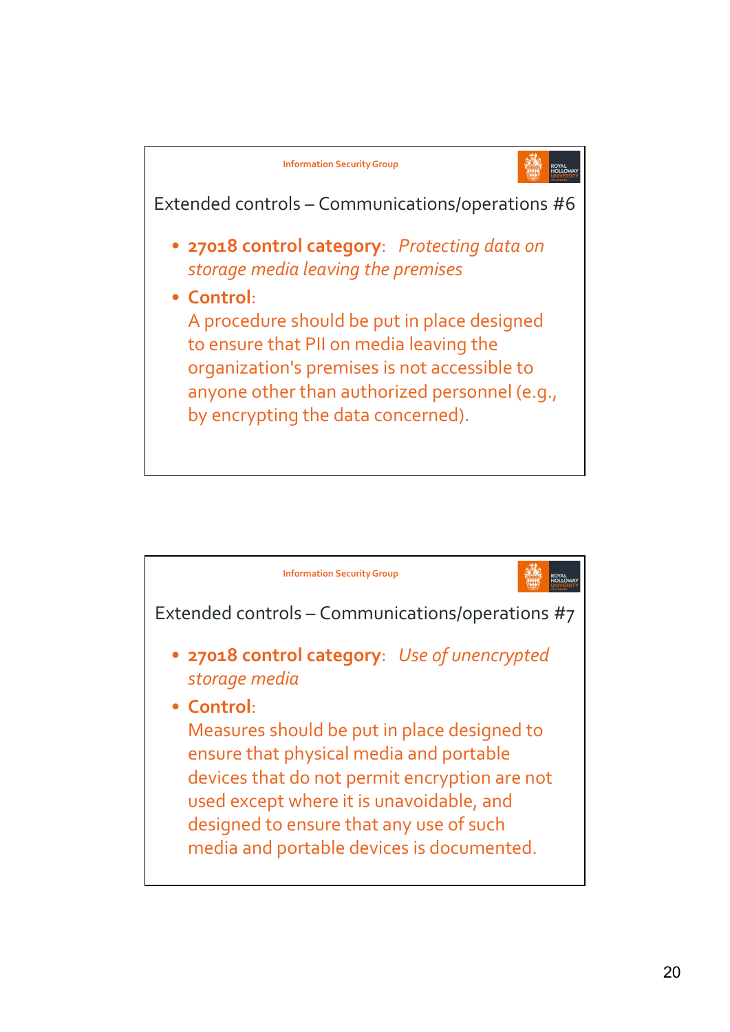## Extended controls – Communications/operations #6

- **27018 control category**: *Protecting data on storage media leaving the premises*
- **Control**:
  A procedure should be put in place designed to ensure that PII on media leaving the organization's premises is not accessible to anyone other than authorized personnel (e.g., by encrypting the data concerned).

## Extended controls – Communications/operations #7

- **27018 control category**: *Use of unencrypted storage media*
- **Control**:
  Measures should be put in place designed to ensure that physical media and portable devices that do not permit encryption are not used except where it is unavoidable, and designed to ensure that any use of such media and portable devices is documented.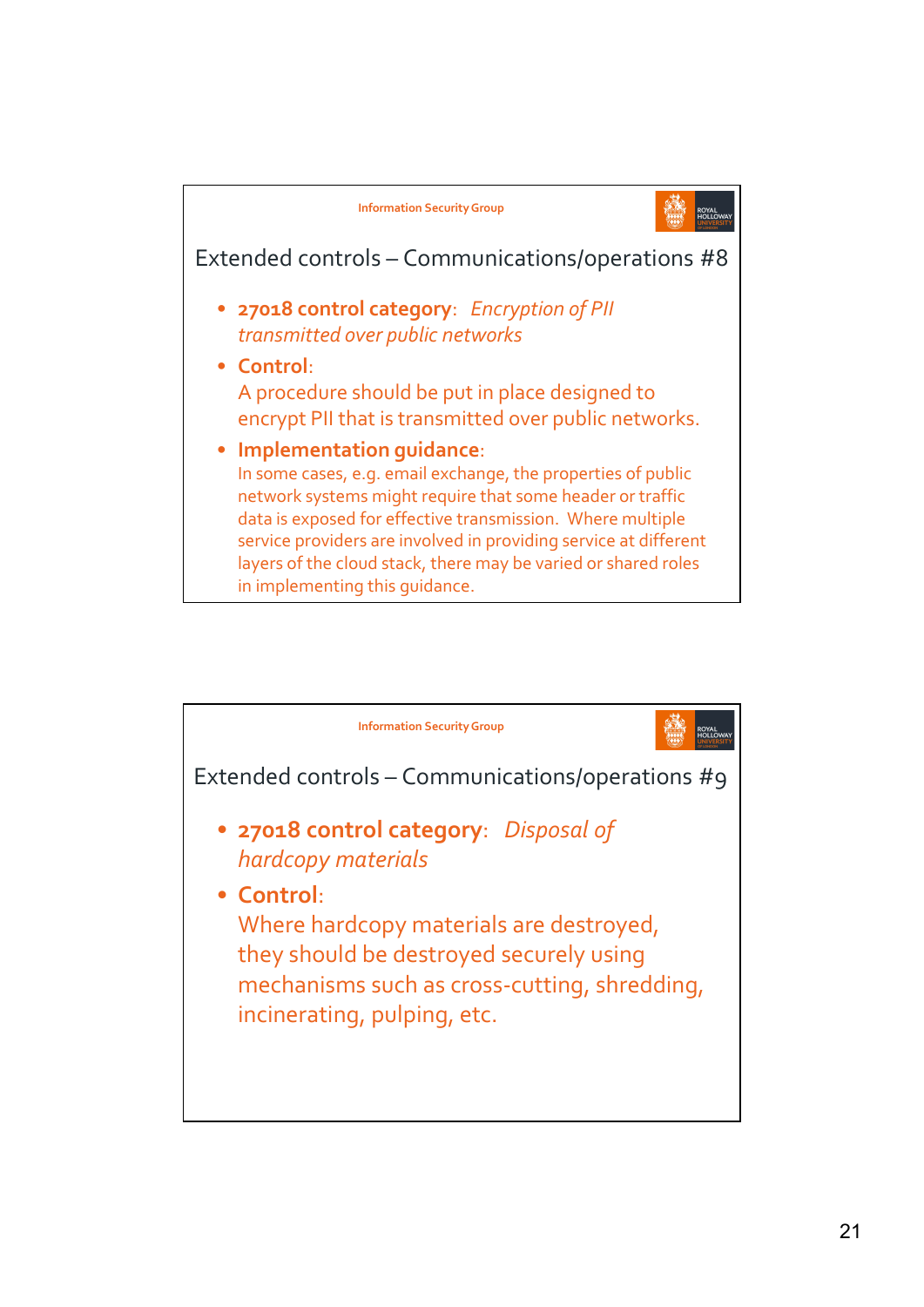Information Security Group

## Extended controls – Communications/operations #8

- **27018 control category**: *Encryption of PII transmitted over public networks*
- **Control**:
  A procedure should be put in place designed to encrypt PII that is transmitted over public networks.
- **Implementation guidance**:
  In some cases, e.g. email exchange, the properties of public network systems might require that some header or traffic data is exposed for effective transmission. Where multiple service providers are involved in providing service at different layers of the cloud stack, there may be varied or shared roles in implementing this guidance.

Information Security Group

## Extended controls – Communications/operations #9

- **27018 control category**: *Disposal of hardcopy materials*
- **Control**:
  Where hardcopy materials are destroyed, they should be destroyed securely using mechanisms such as cross-cutting, shredding, incinerating, pulping, etc.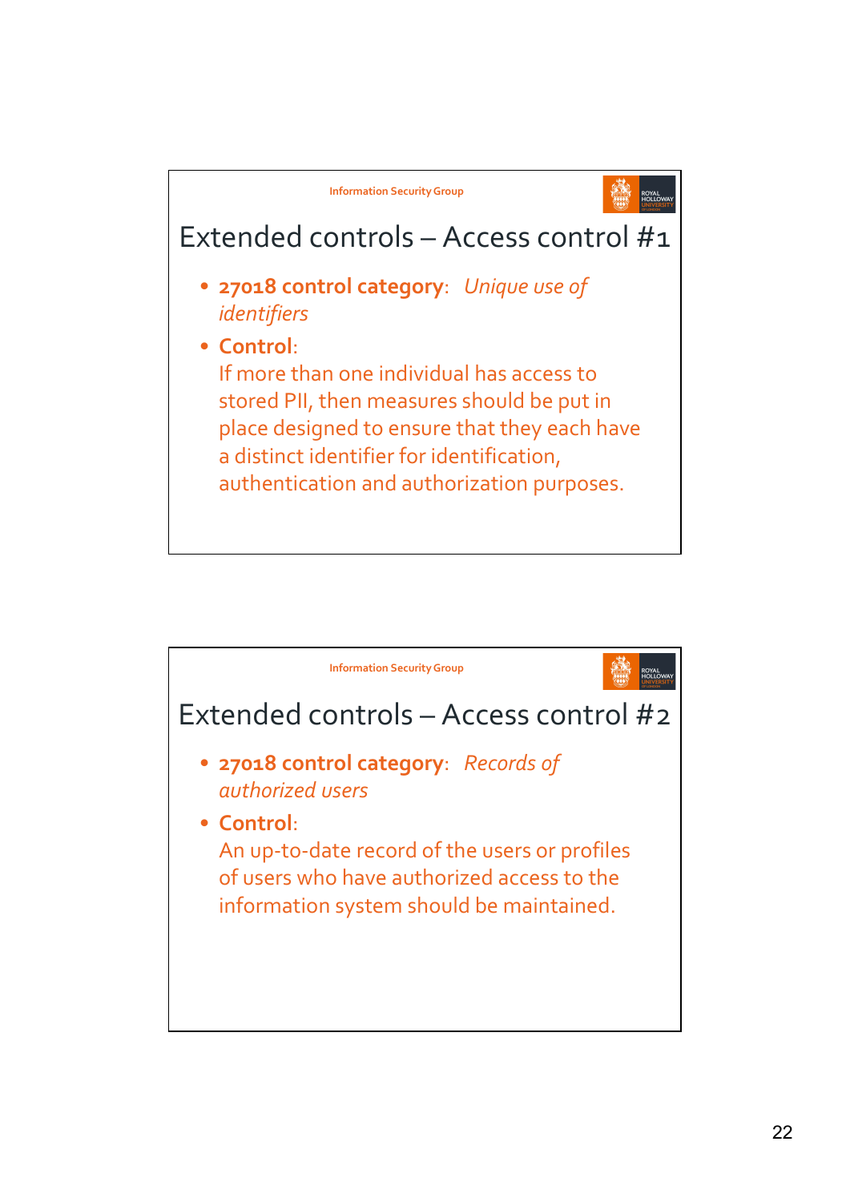## Extended controls – Access control #1

- **27018 control category**: *Unique use of identifiers*
- **Control**:
  If more than one individual has access to stored PII, then measures should be put in place designed to ensure that they each have a distinct identifier for identification, authentication and authorization purposes.

## Extended controls – Access control #2

- **27018 control category**: *Records of authorized users*
- **Control**:
  An up-to-date record of the users or profiles of users who have authorized access to the information system should be maintained.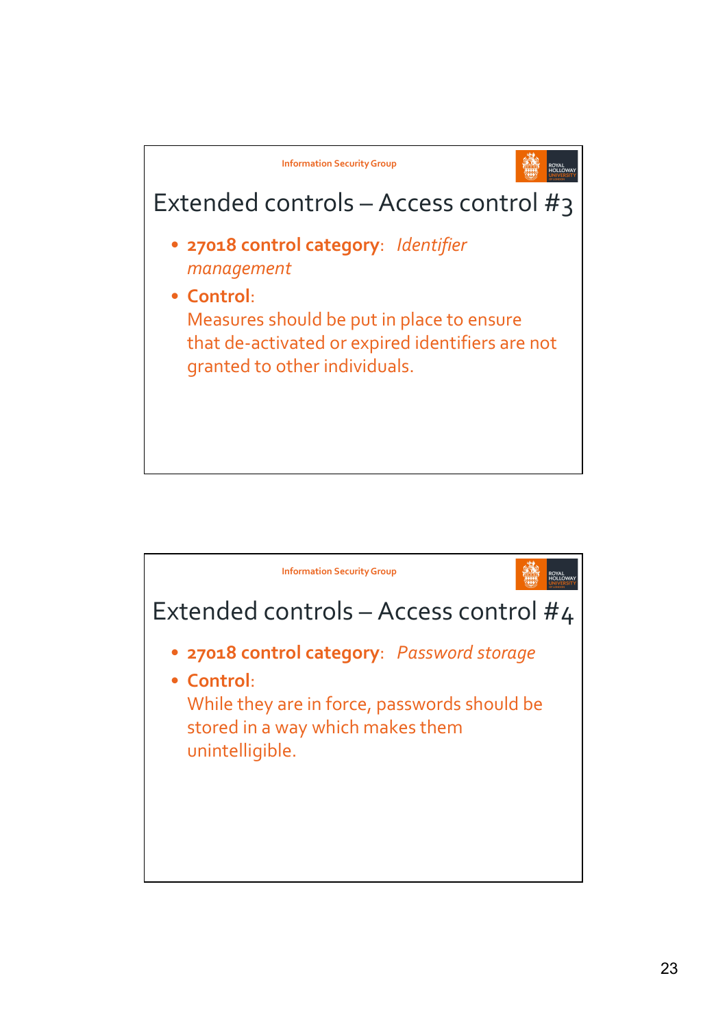## Extended controls – Access control #3

- **27018 control category**: *Identifier management*
- **Control**:
  Measures should be put in place to ensure that de-activated or expired identifiers are not granted to other individuals.

## Extended controls – Access control #4

- **27018 control category**: *Password storage*
- **Control**:
  While they are in force, passwords should be stored in a way which makes them unintelligible.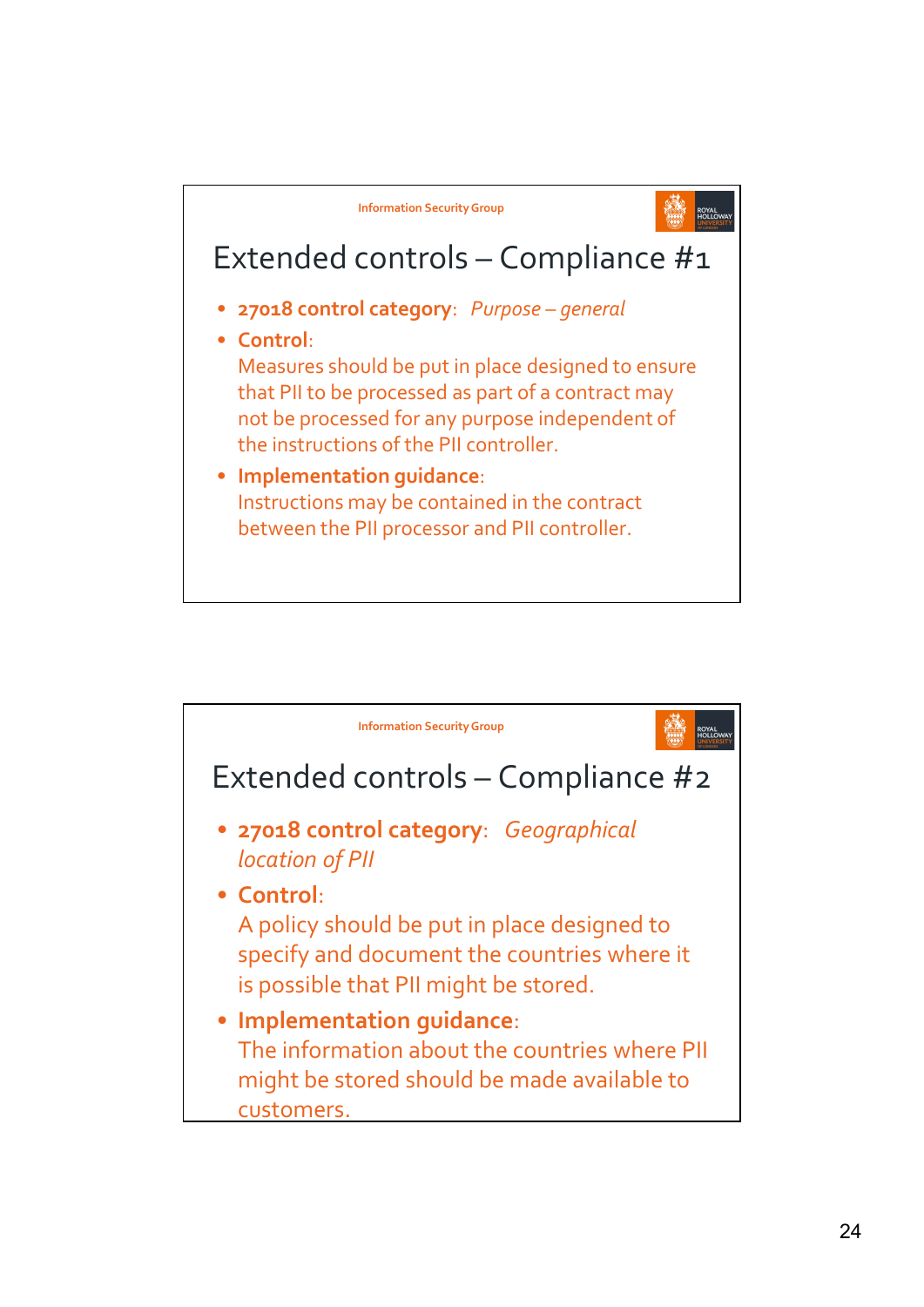## Extended controls – Compliance #1

- **27018 control category**: *Purpose – general*
- **Control**:
  Measures should be put in place designed to ensure that PII to be processed as part of a contract may not be processed for any purpose independent of the instructions of the PII controller.
- **Implementation guidance**:
  Instructions may be contained in the contract between the PII processor and PII controller.

## Extended controls – Compliance #2

- **27018 control category**: *Geographical location of PII*
- **Control**:
  A policy should be put in place designed to specify and document the countries where it is possible that PII might be stored.
- **Implementation guidance**:
  The information about the countries where PII might be stored should be made available to customers.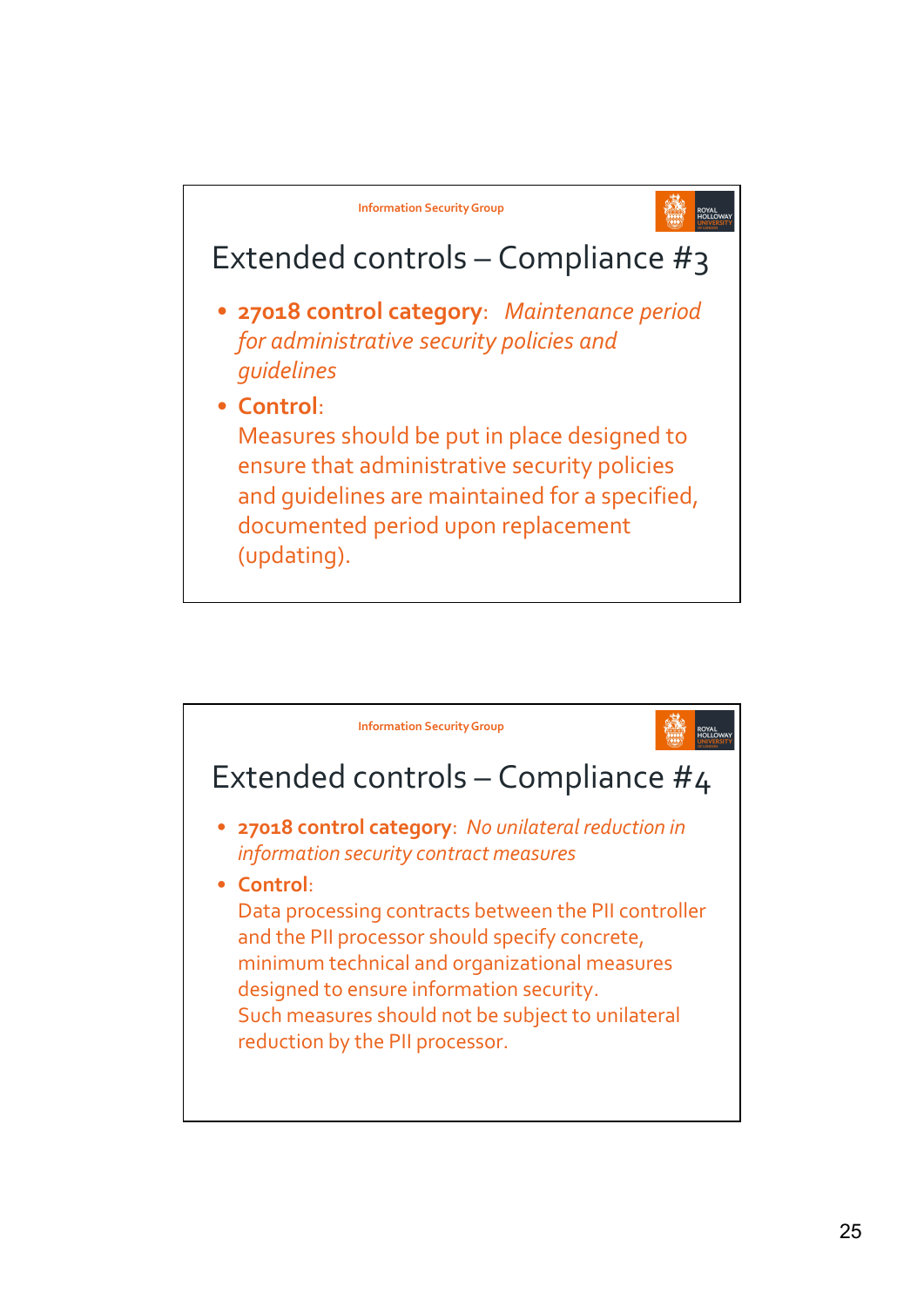Information Security Group

## Extended controls – Compliance #3

- **27018 control category**: *Maintenance period for administrative security policies and guidelines*
- **Control**:
  Measures should be put in place designed to ensure that administrative security policies and guidelines are maintained for a specified, documented period upon replacement (updating).

Information Security Group

## Extended controls – Compliance #4

- **27018 control category**: *No unilateral reduction in information security contract measures*
- **Control**:
  Data processing contracts between the PII controller and the PII processor should specify concrete, minimum technical and organizational measures designed to ensure information security.
  Such measures should not be subject to unilateral reduction by the PII processor.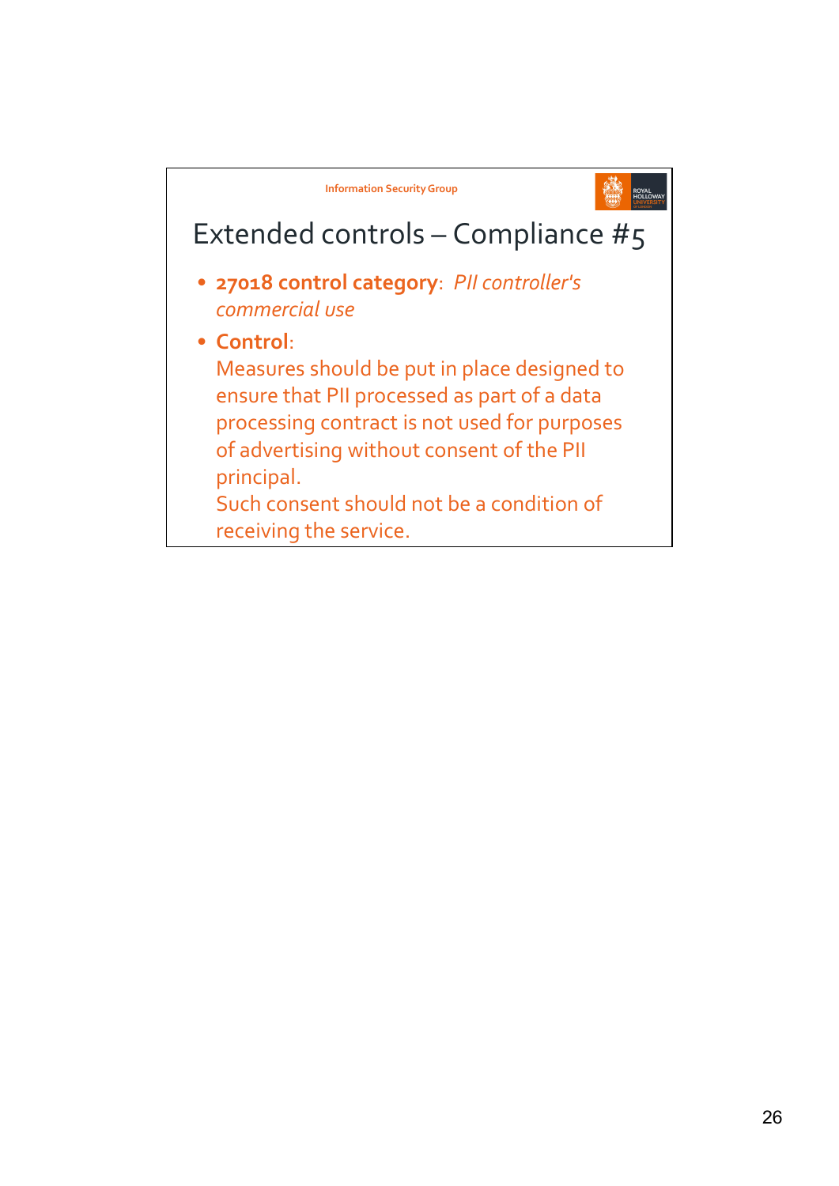# Extended controls – Compliance #5

- **27018 control category**: *PII controller's commercial use*
- **Control**:
  Measures should be put in place designed to ensure that PII processed as part of a data processing contract is not used for purposes of advertising without consent of the PII principal.
  Such consent should not be a condition of receiving the service.